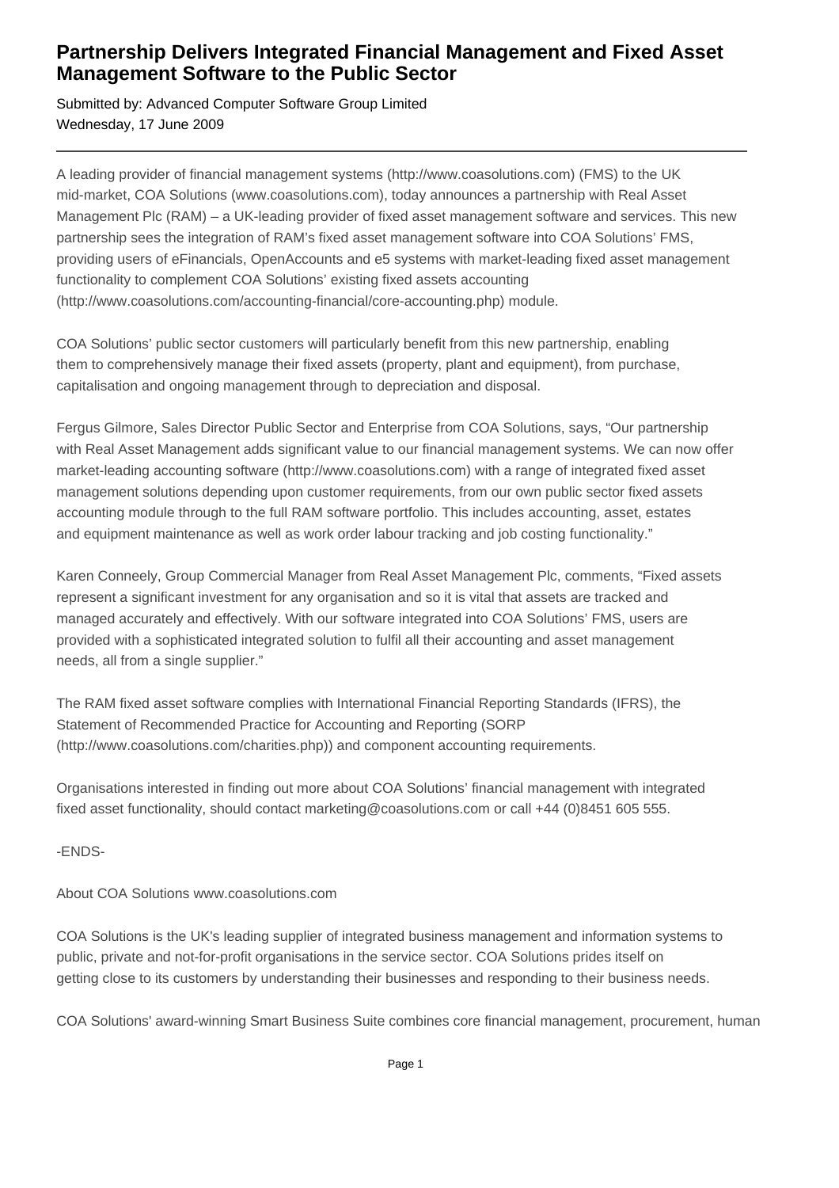# Partnership Delivers Integrated Financial Management and Fixed Asset Management Software to the Public Sector

Submitted by: Advanced Computer Software Group Limited
Wednesday, 17 June 2009

---

A leading provider of financial management systems (http://www.coasolutions.com) (FMS) to the UK mid-market, COA Solutions (www.coasolutions.com), today announces a partnership with Real Asset Management Plc (RAM) – a UK-leading provider of fixed asset management software and services. This new partnership sees the integration of RAM's fixed asset management software into COA Solutions' FMS, providing users of eFinancials, OpenAccounts and e5 systems with market-leading fixed asset management functionality to complement COA Solutions' existing fixed assets accounting (http://www.coasolutions.com/accounting-financial/core-accounting.php) module.

COA Solutions' public sector customers will particularly benefit from this new partnership, enabling them to comprehensively manage their fixed assets (property, plant and equipment), from purchase, capitalisation and ongoing management through to depreciation and disposal.

Fergus Gilmore, Sales Director Public Sector and Enterprise from COA Solutions, says, "Our partnership with Real Asset Management adds significant value to our financial management systems. We can now offer market-leading accounting software (http://www.coasolutions.com) with a range of integrated fixed asset management solutions depending upon customer requirements, from our own public sector fixed assets accounting module through to the full RAM software portfolio. This includes accounting, asset, estates and equipment maintenance as well as work order labour tracking and job costing functionality."

Karen Conneely, Group Commercial Manager from Real Asset Management Plc, comments, "Fixed assets represent a significant investment for any organisation and so it is vital that assets are tracked and managed accurately and effectively. With our software integrated into COA Solutions' FMS, users are provided with a sophisticated integrated solution to fulfil all their accounting and asset management needs, all from a single supplier."

The RAM fixed asset software complies with International Financial Reporting Standards (IFRS), the Statement of Recommended Practice for Accounting and Reporting (SORP (http://www.coasolutions.com/charities.php)) and component accounting requirements.

Organisations interested in finding out more about COA Solutions' financial management with integrated fixed asset functionality, should contact marketing@coasolutions.com or call +44 (0)8451 605 555.

-ENDS-

About COA Solutions www.coasolutions.com

COA Solutions is the UK's leading supplier of integrated business management and information systems to public, private and not-for-profit organisations in the service sector. COA Solutions prides itself on getting close to its customers by understanding their businesses and responding to their business needs.

COA Solutions' award-winning Smart Business Suite combines core financial management, procurement, human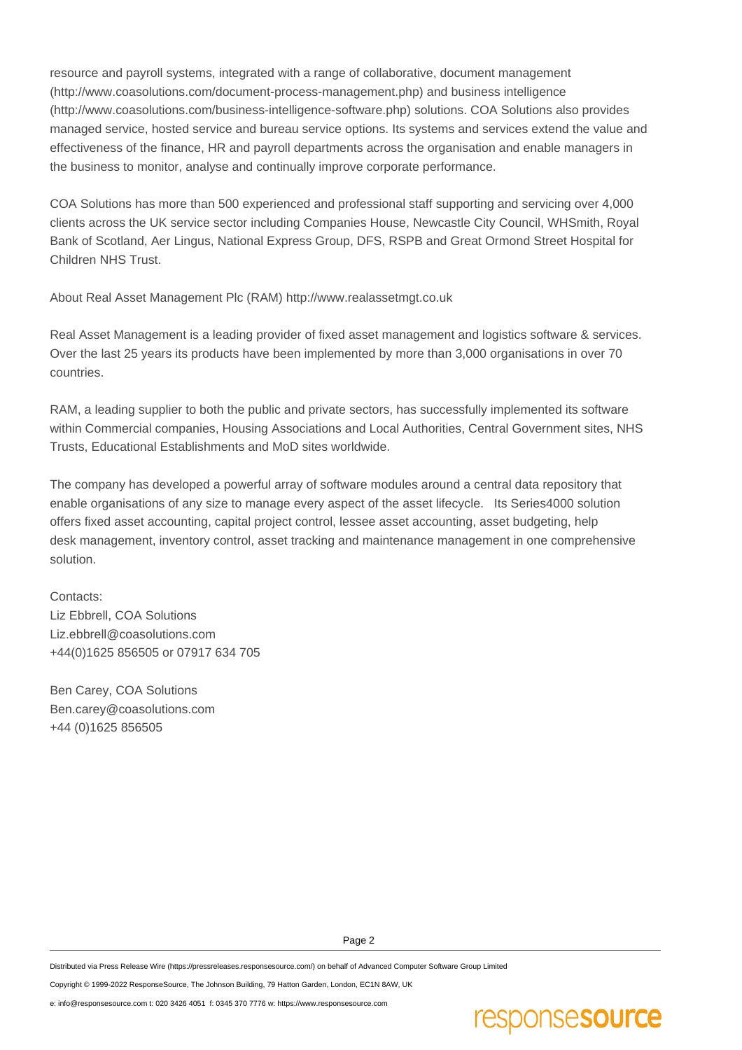resource and payroll systems, integrated with a range of collaborative, document management (http://www.coasolutions.com/document-process-management.php) and business intelligence (http://www.coasolutions.com/business-intelligence-software.php) solutions. COA Solutions also provides managed service, hosted service and bureau service options. Its systems and services extend the value and effectiveness of the finance, HR and payroll departments across the organisation and enable managers in the business to monitor, analyse and continually improve corporate performance.

COA Solutions has more than 500 experienced and professional staff supporting and servicing over 4,000 clients across the UK service sector including Companies House, Newcastle City Council, WHSmith, Royal Bank of Scotland, Aer Lingus, National Express Group, DFS, RSPB and Great Ormond Street Hospital for Children NHS Trust.

About Real Asset Management Plc (RAM) http://www.realassetmgt.co.uk

Real Asset Management is a leading provider of fixed asset management and logistics software & services. Over the last 25 years its products have been implemented by more than 3,000 organisations in over 70 countries.

RAM, a leading supplier to both the public and private sectors, has successfully implemented its software within Commercial companies, Housing Associations and Local Authorities, Central Government sites, NHS Trusts, Educational Establishments and MoD sites worldwide.

The company has developed a powerful array of software modules around a central data repository that enable organisations of any size to manage every aspect of the asset lifecycle. Its Series4000 solution offers fixed asset accounting, capital project control, lessee asset accounting, asset budgeting, help desk management, inventory control, asset tracking and maintenance management in one comprehensive solution.

Contacts:
Liz Ebbrell, COA Solutions
Liz.ebbrell@coasolutions.com
+44(0)1625 856505 or 07917 634 705

Ben Carey, COA Solutions
Ben.carey@coasolutions.com
+44 (0)1625 856505

Distributed via Press Release Wire (https://pressreleases.responsesource.com/) on behalf of Advanced Computer Software Group Limited

Copyright © 1999-2022 ResponseSource, The Johnson Building, 79 Hatton Garden, London, EC1N 8AW, UK

e: info@responsesource.com t: 020 3426 4051 f: 0345 370 7776 w: https://www.responsesource.com